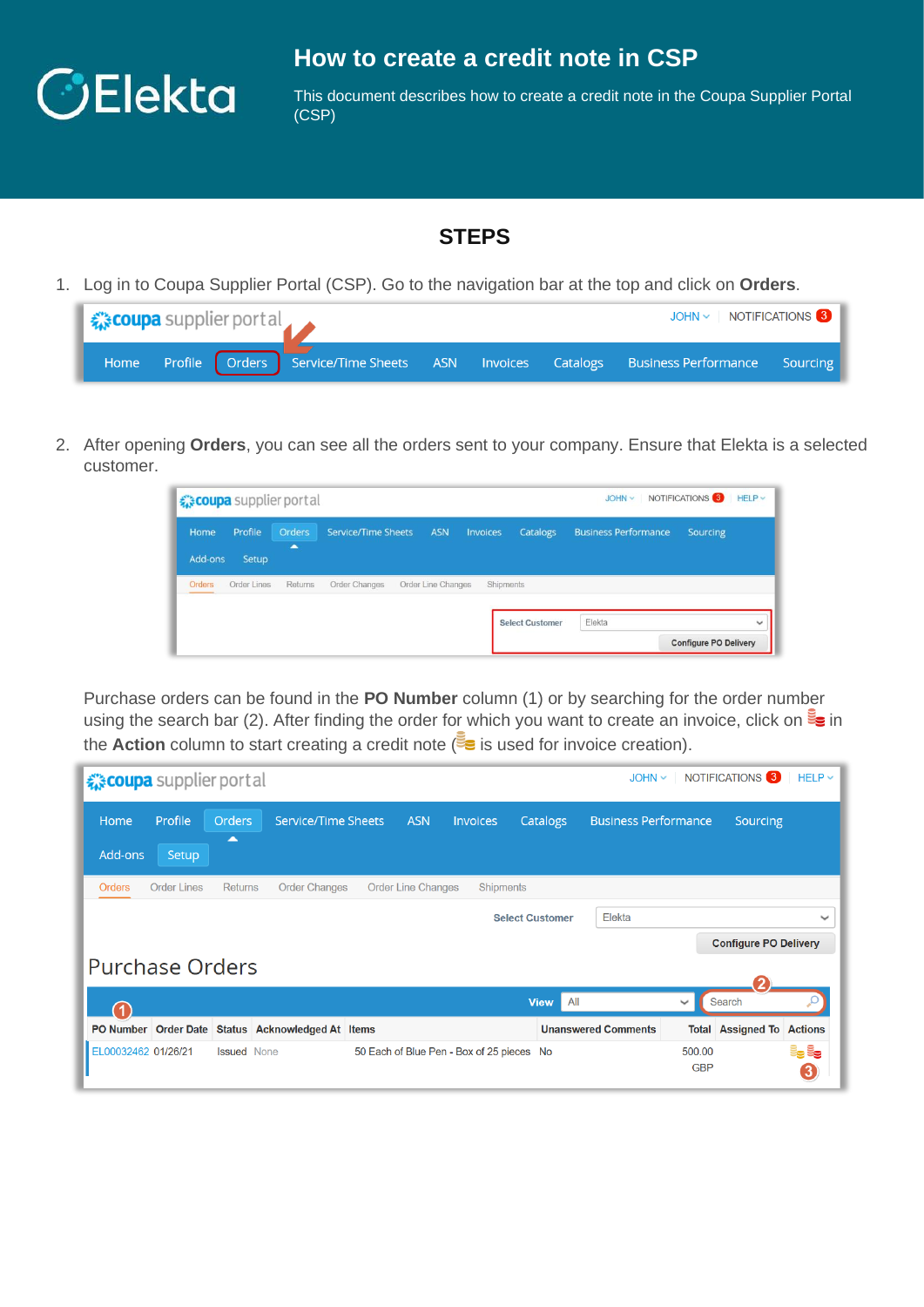# How to create a credit note in CSP

This document describes how to create a credit note in the Coupa Supplier Portal (CSP)

## STEPS

1. Log in to Coupa Supplier Portal (CSP). Go to the navigation bar at the top and click on **Orders**.

2. After opening **Orders**, you can see all the orders sent to your company. Ensure that Elekta is a selected customer.

   Purchase orders can be found in the **PO Number** column (1) or by searching for the order number using the search bar (2). After finding the order for which you want to create an invoice, click on in the **Action** column to start creating a credit note ( is used for invoice creation).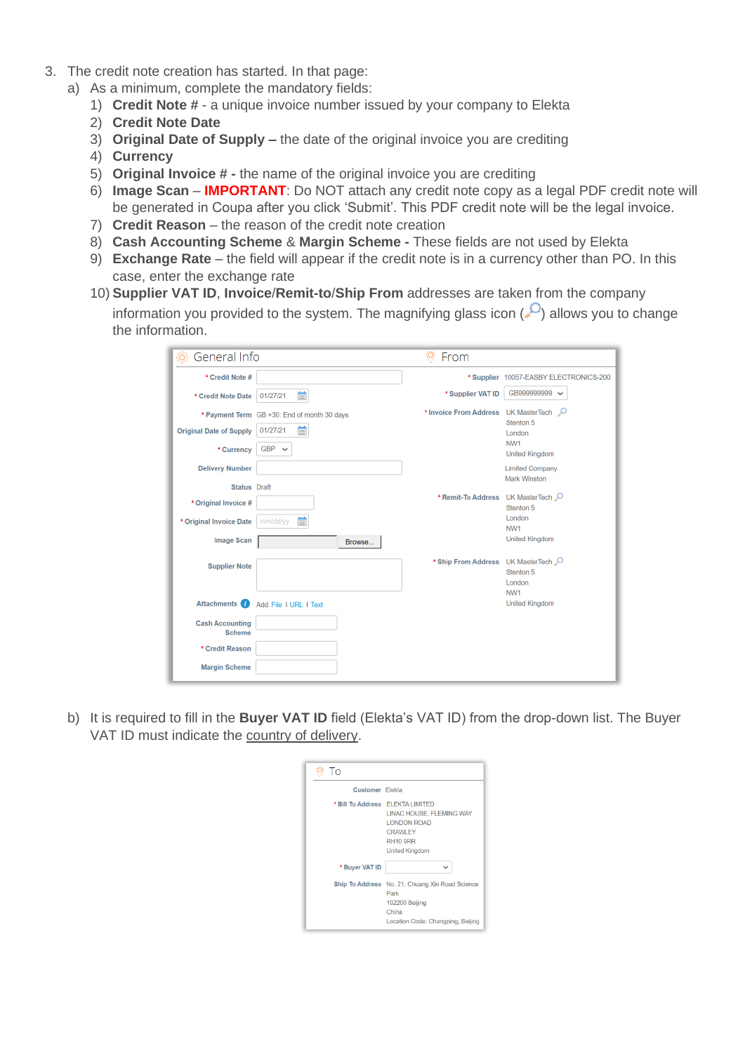3. The credit note creation has started. In that page:
   a) As a minimum, complete the mandatory fields:
      1) **Credit Note #** - a unique invoice number issued by your company to Elekta
      2) **Credit Note Date**
      3) **Original Date of Supply –** the date of the original invoice you are crediting
      4) **Currency**
      5) **Original Invoice # -** the name of the original invoice you are crediting
      6) **Image Scan** – **IMPORTANT**: Do NOT attach any credit note copy as a legal PDF credit note will be generated in Coupa after you click 'Submit'. This PDF credit note will be the legal invoice.
      7) **Credit Reason** – the reason of the credit note creation
      8) **Cash Accounting Scheme** & **Margin Scheme -** These fields are not used by Elekta
      9) **Exchange Rate** – the field will appear if the credit note is in a currency other than PO. In this case, enter the exchange rate
      10) **Supplier VAT ID**, **Invoice/Remit-to/Ship From** addresses are taken from the company information you provided to the system. The magnifying glass icon ( ) allows you to change the information.

   b) It is required to fill in the **Buyer VAT ID** field (Elekta's VAT ID) from the drop-down list. The Buyer VAT ID must indicate the country of delivery.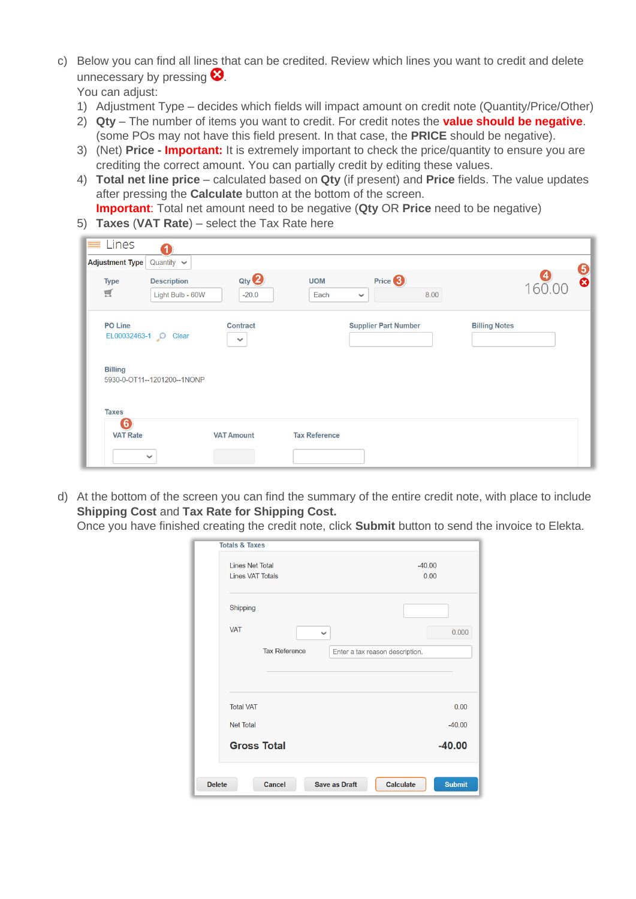c) Below you can find all lines that can be credited. Review which lines you want to credit and delete unnecessary by pressing ❌.

You can adjust:

1) Adjustment Type – decides which fields will impact amount on credit note (Quantity/Price/Other)
2) **Qty** – The number of items you want to credit. For credit notes the **value should be negative**. (some POs may not have this field present. In that case, the **PRICE** should be negative).
3) (Net) **Price** - **Important:** It is extremely important to check the price/quantity to ensure you are crediting the correct amount. You can partially credit by editing these values.
4) **Total net line price** – calculated based on **Qty** (if present) and **Price** fields. The value updates after pressing the **Calculate** button at the bottom of the screen.
   **Important**: Total net amount need to be negative (**Qty** OR **Price** need to be negative)
5) **Taxes** (**VAT Rate**) – select the Tax Rate here

d) At the bottom of the screen you can find the summary of the entire credit note, with place to include **Shipping Cost** and **Tax Rate for Shipping Cost.**

Once you have finished creating the credit note, click **Submit** button to send the invoice to Elekta.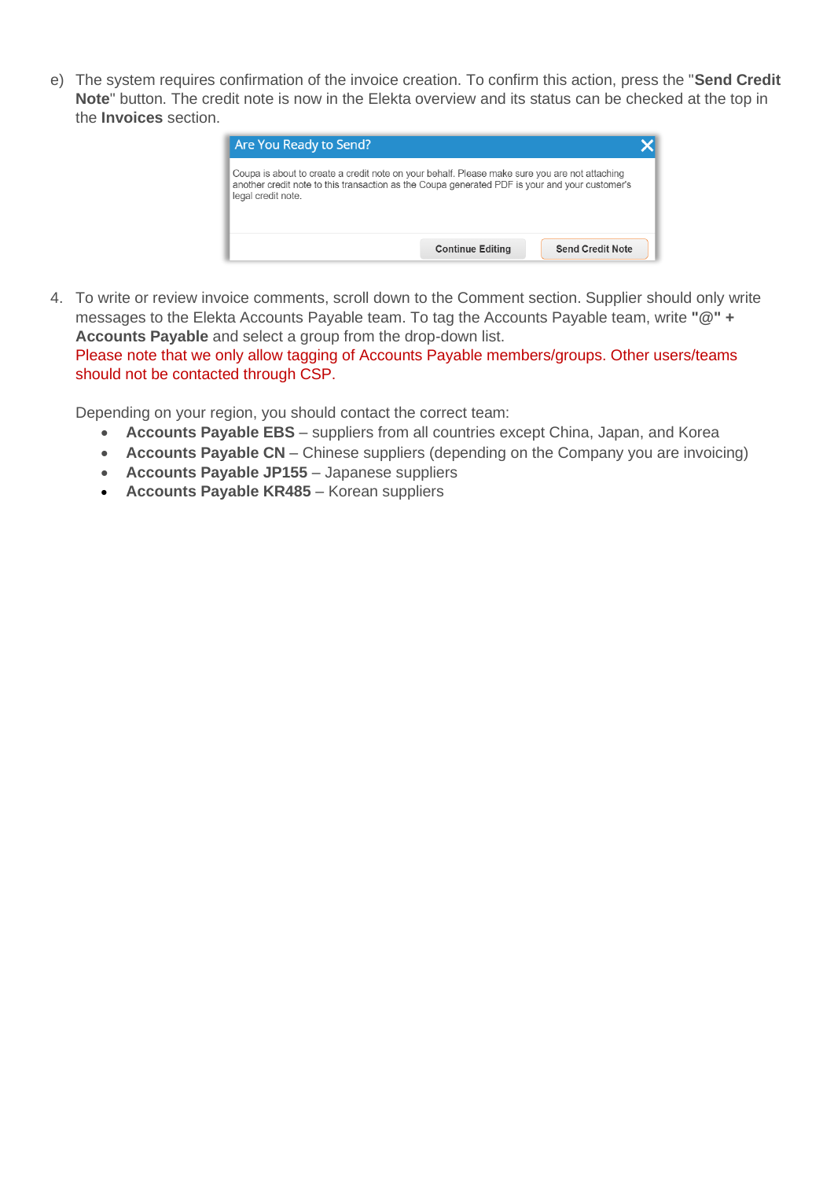e) The system requires confirmation of the invoice creation. To confirm this action, press the "**Send Credit Note**" button. The credit note is now in the Elekta overview and its status can be checked at the top in the **Invoices** section.

4. To write or review invoice comments, scroll down to the Comment section. Supplier should only write messages to the Elekta Accounts Payable team. To tag the Accounts Payable team, write **"@" + Accounts Payable** and select a group from the drop-down list.
   Please note that we only allow tagging of Accounts Payable members/groups. Other users/teams should not be contacted through CSP.

   Depending on your region, you should contact the correct team:

   - **Accounts Payable EBS** – suppliers from all countries except China, Japan, and Korea
   - **Accounts Payable CN** – Chinese suppliers (depending on the Company you are invoicing)
   - **Accounts Payable JP155** – Japanese suppliers
   - **Accounts Payable KR485** – Korean suppliers